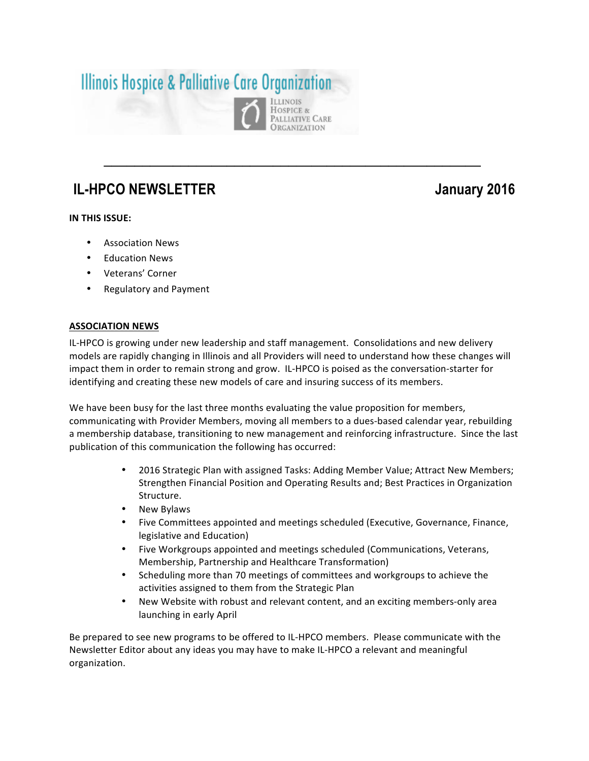# Illinois Hospice & Palliative Care Organization

ILLINOIS HOSPICE & PALLIATIVE CARE ORGANIZATION

---

## IL-HPCO NEWSLETTER January 2016

**IN THIS ISSUE:**

- Association News
- Education News
- Veterans' Corner
- Regulatory and Payment

### ASSOCIATION NEWS

IL-HPCO is growing under new leadership and staff management. Consolidations and new delivery models are rapidly changing in Illinois and all Providers will need to understand how these changes will impact them in order to remain strong and grow. IL-HPCO is poised as the conversation-starter for identifying and creating these new models of care and insuring success of its members.

We have been busy for the last three months evaluating the value proposition for members, communicating with Provider Members, moving all members to a dues-based calendar year, rebuilding a membership database, transitioning to new management and reinforcing infrastructure. Since the last publication of this communication the following has occurred:

- 2016 Strategic Plan with assigned Tasks: Adding Member Value; Attract New Members; Strengthen Financial Position and Operating Results and; Best Practices in Organization Structure.
- New Bylaws
- Five Committees appointed and meetings scheduled (Executive, Governance, Finance, legislative and Education)
- Five Workgroups appointed and meetings scheduled (Communications, Veterans, Membership, Partnership and Healthcare Transformation)
- Scheduling more than 70 meetings of committees and workgroups to achieve the activities assigned to them from the Strategic Plan
- New Website with robust and relevant content, and an exciting members-only area launching in early April

Be prepared to see new programs to be offered to IL-HPCO members. Please communicate with the Newsletter Editor about any ideas you may have to make IL-HPCO a relevant and meaningful organization.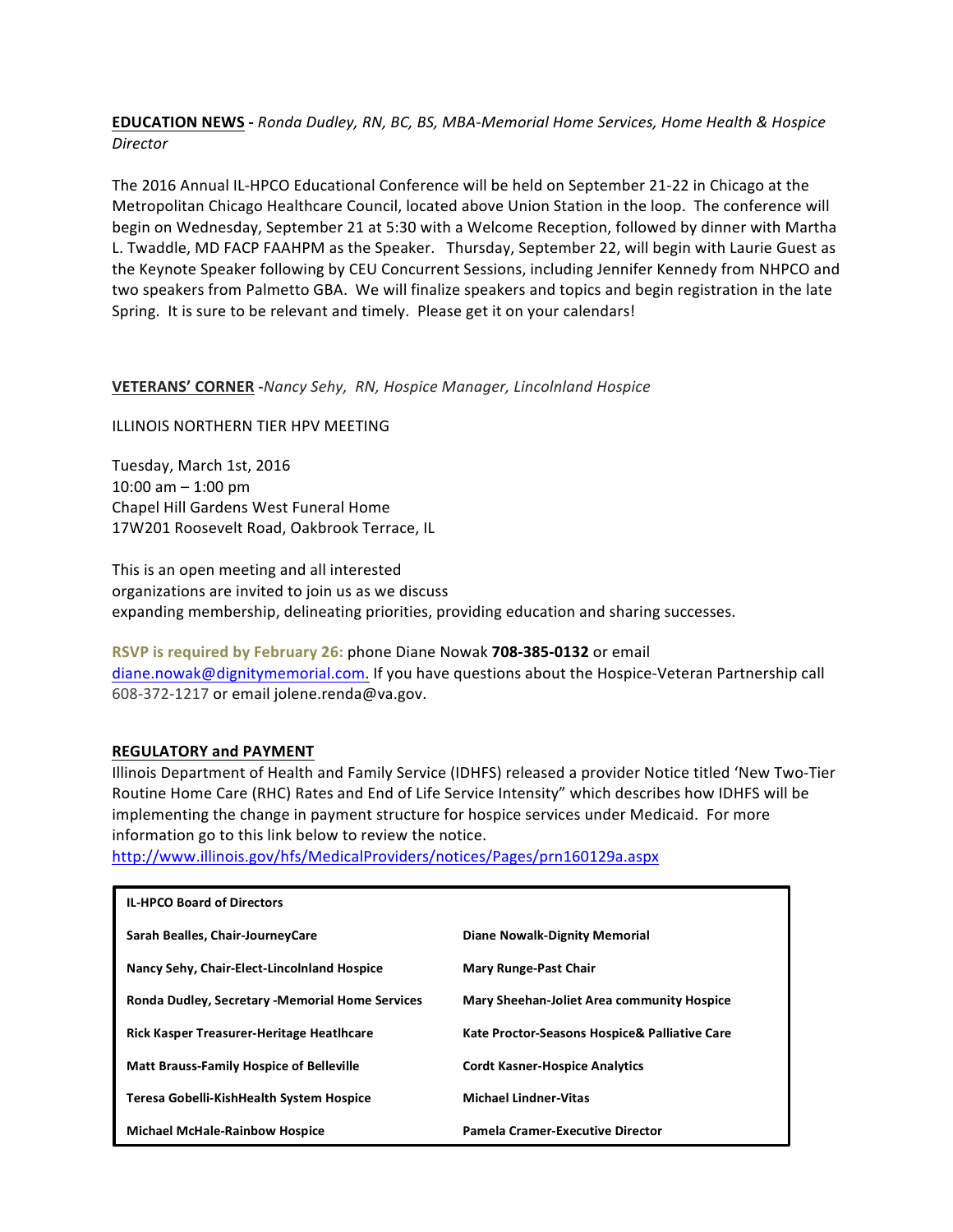**<u>EDUCATION NEWS</u> -** *Ronda Dudley, RN, BC, BS, MBA-Memorial Home Services, Home Health & Hospice Director*

The 2016 Annual IL-HPCO Educational Conference will be held on September 21-22 in Chicago at the Metropolitan Chicago Healthcare Council, located above Union Station in the loop. The conference will begin on Wednesday, September 21 at 5:30 with a Welcome Reception, followed by dinner with Martha L. Twaddle, MD FACP FAAHPM as the Speaker. Thursday, September 22, will begin with Laurie Guest as the Keynote Speaker following by CEU Concurrent Sessions, including Jennifer Kennedy from NHPCO and two speakers from Palmetto GBA. We will finalize speakers and topics and begin registration in the late Spring. It is sure to be relevant and timely. Please get it on your calendars!

**<u>VETERANS' CORNER</u> -***Nancy Sehy, RN, Hospice Manager, Lincolnland Hospice*

ILLINOIS NORTHERN TIER HPV MEETING

Tuesday, March 1st, 2016
10:00 am – 1:00 pm
Chapel Hill Gardens West Funeral Home
17W201 Roosevelt Road, Oakbrook Terrace, IL

This is an open meeting and all interested
organizations are invited to join us as we discuss
expanding membership, delineating priorities, providing education and sharing successes.

**RSVP is required by February 26:** phone Diane Nowak **708-385-0132** or email diane.nowak@dignitymemorial.com. If you have questions about the Hospice-Veteran Partnership call 608-372-1217 or email jolene.renda@va.gov.

**<u>REGULATORY and PAYMENT</u>**

Illinois Department of Health and Family Service (IDHFS) released a provider Notice titled 'New Two-Tier Routine Home Care (RHC) Rates and End of Life Service Intensity" which describes how IDHFS will be implementing the change in payment structure for hospice services under Medicaid. For more information go to this link below to review the notice.
http://www.illinois.gov/hfs/MedicalProviders/notices/Pages/prn160129a.aspx

| **IL-HPCO Board of Directors** | |
|---|---|
| **Sarah Bealles, Chair-JourneyCare** | **Diane Nowalk-Dignity Memorial** |
| **Nancy Sehy, Chair-Elect-Lincolnland Hospice** | **Mary Runge-Past Chair** |
| **Ronda Dudley, Secretary -Memorial Home Services** | **Mary Sheehan-Joliet Area community Hospice** |
| **Rick Kasper Treasurer-Heritage Heatlhcare** | **Kate Proctor-Seasons Hospice& Palliative Care** |
| **Matt Brauss-Family Hospice of Belleville** | **Cordt Kasner-Hospice Analytics** |
| **Teresa Gobelli-KishHealth System Hospice** | **Michael Lindner-Vitas** |
| **Michael McHale-Rainbow Hospice** | **Pamela Cramer-Executive Director** |